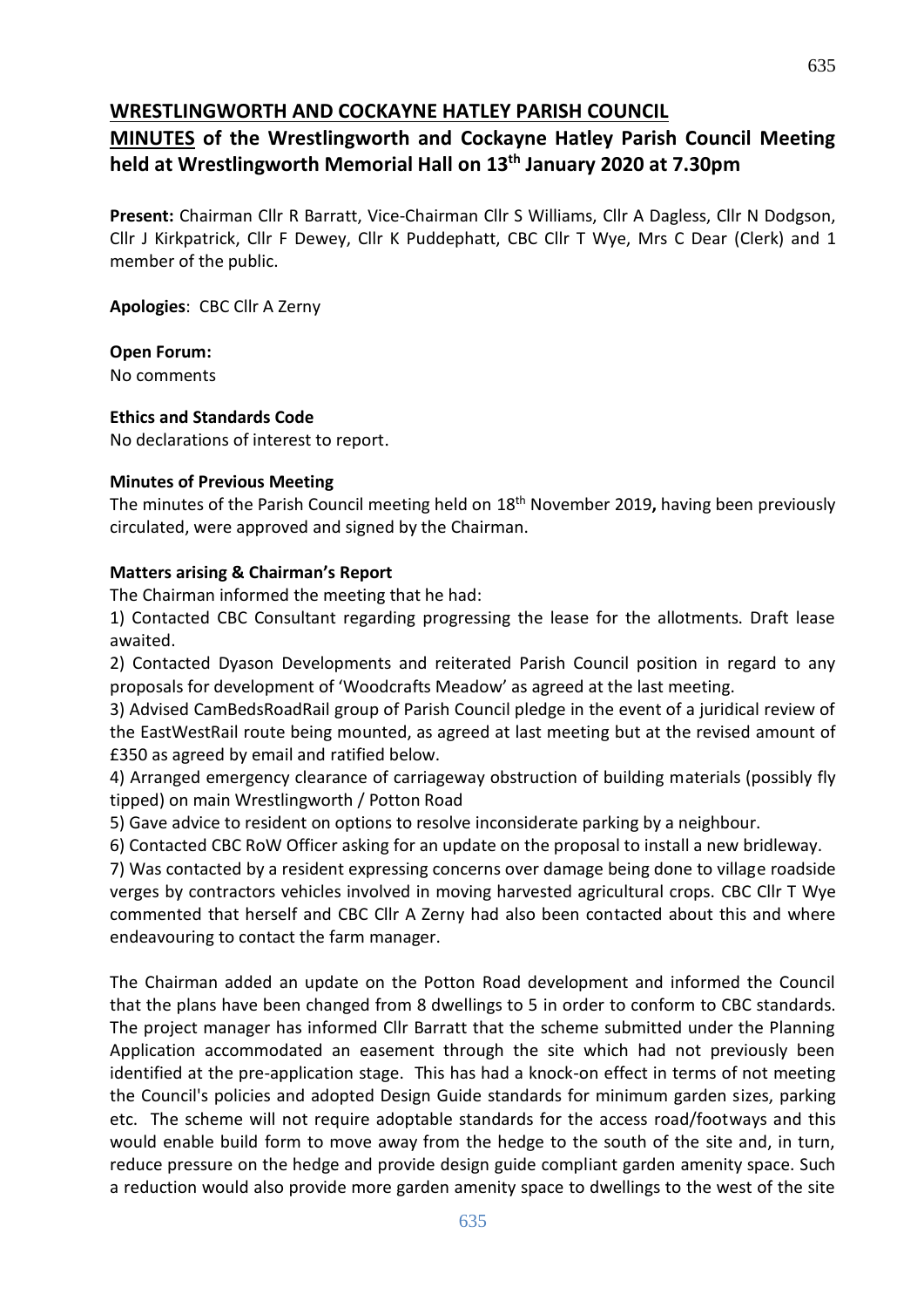# WRESTLINGWORTH AND COCKAYNE HATLEY PARISH COUNCIL

## MINUTES of the Wrestlingworth and Cockayne Hatley Parish Council Meeting held at Wrestlingworth Memorial Hall on 13th January 2020 at 7.30pm

**Present:** Chairman Cllr R Barratt, Vice-Chairman Cllr S Williams, Cllr A Dagless, Cllr N Dodgson, Cllr J Kirkpatrick, Cllr F Dewey, Cllr K Puddephatt, CBC Cllr T Wye, Mrs C Dear (Clerk) and 1 member of the public.

**Apologies**: CBC Cllr A Zerny

**Open Forum:**
No comments

**Ethics and Standards Code**
No declarations of interest to report.

**Minutes of Previous Meeting**
The minutes of the Parish Council meeting held on 18th November 2019**,** having been previously circulated, were approved and signed by the Chairman.

**Matters arising & Chairman's Report**
The Chairman informed the meeting that he had:

1) Contacted CBC Consultant regarding progressing the lease for the allotments. Draft lease awaited.

2) Contacted Dyason Developments and reiterated Parish Council position in regard to any proposals for development of 'Woodcrafts Meadow' as agreed at the last meeting.

3) Advised CamBedsRoadRail group of Parish Council pledge in the event of a juridical review of the EastWestRail route being mounted, as agreed at last meeting but at the revised amount of £350 as agreed by email and ratified below.

4) Arranged emergency clearance of carriageway obstruction of building materials (possibly fly tipped) on main Wrestlingworth / Potton Road

5) Gave advice to resident on options to resolve inconsiderate parking by a neighbour.

6) Contacted CBC RoW Officer asking for an update on the proposal to install a new bridleway.

7) Was contacted by a resident expressing concerns over damage being done to village roadside verges by contractors vehicles involved in moving harvested agricultural crops. CBC Cllr T Wye commented that herself and CBC Cllr A Zerny had also been contacted about this and where endeavouring to contact the farm manager.

The Chairman added an update on the Potton Road development and informed the Council that the plans have been changed from 8 dwellings to 5 in order to conform to CBC standards. The project manager has informed Cllr Barratt that the scheme submitted under the Planning Application accommodated an easement through the site which had not previously been identified at the pre-application stage. This has had a knock-on effect in terms of not meeting the Council's policies and adopted Design Guide standards for minimum garden sizes, parking etc. The scheme will not require adoptable standards for the access road/footways and this would enable build form to move away from the hedge to the south of the site and, in turn, reduce pressure on the hedge and provide design guide compliant garden amenity space. Such a reduction would also provide more garden amenity space to dwellings to the west of the site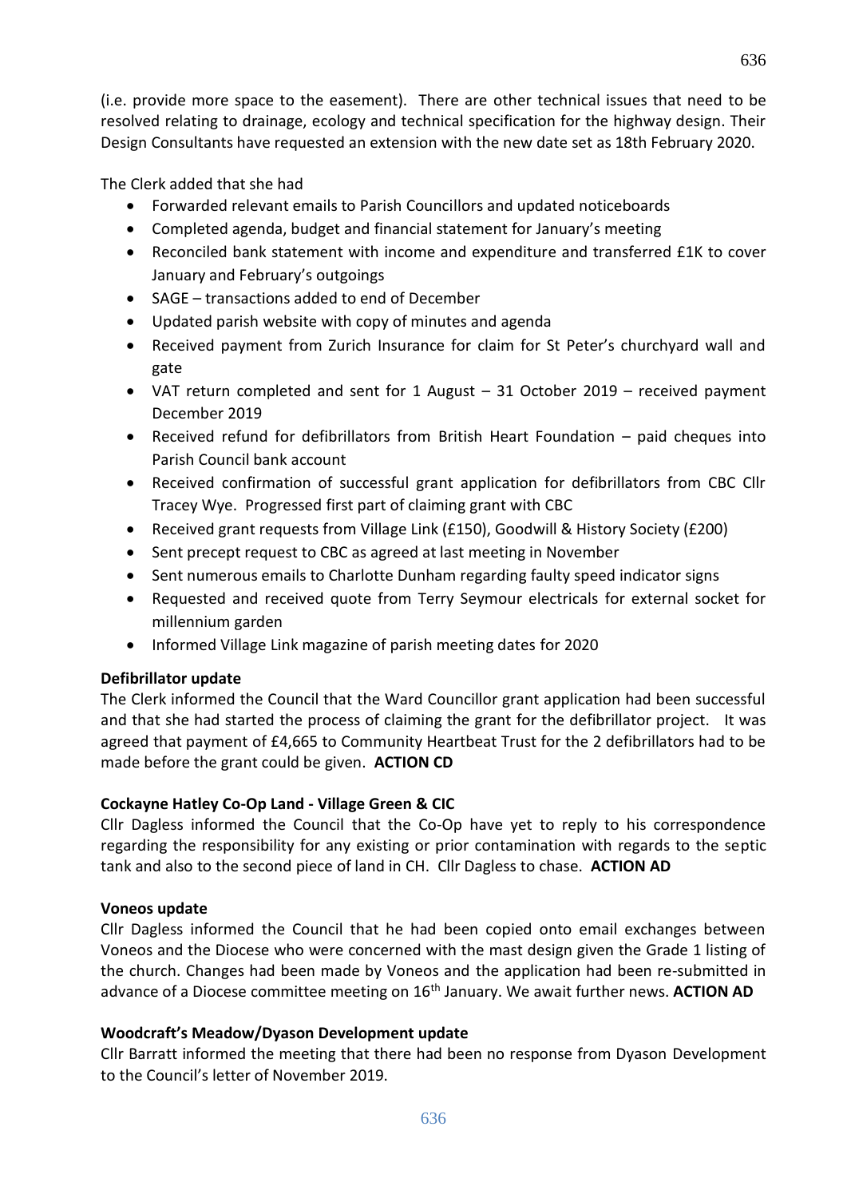(i.e. provide more space to the easement). There are other technical issues that need to be resolved relating to drainage, ecology and technical specification for the highway design. Their Design Consultants have requested an extension with the new date set as 18th February 2020.

The Clerk added that she had

- Forwarded relevant emails to Parish Councillors and updated noticeboards
- Completed agenda, budget and financial statement for January's meeting
- Reconciled bank statement with income and expenditure and transferred £1K to cover January and February's outgoings
- SAGE – transactions added to end of December
- Updated parish website with copy of minutes and agenda
- Received payment from Zurich Insurance for claim for St Peter's churchyard wall and gate
- VAT return completed and sent for 1 August – 31 October 2019 – received payment December 2019
- Received refund for defibrillators from British Heart Foundation – paid cheques into Parish Council bank account
- Received confirmation of successful grant application for defibrillators from CBC Cllr Tracey Wye. Progressed first part of claiming grant with CBC
- Received grant requests from Village Link (£150), Goodwill & History Society (£200)
- Sent precept request to CBC as agreed at last meeting in November
- Sent numerous emails to Charlotte Dunham regarding faulty speed indicator signs
- Requested and received quote from Terry Seymour electricals for external socket for millennium garden
- Informed Village Link magazine of parish meeting dates for 2020

**Defibrillator update**

The Clerk informed the Council that the Ward Councillor grant application had been successful and that she had started the process of claiming the grant for the defibrillator project. It was agreed that payment of £4,665 to Community Heartbeat Trust for the 2 defibrillators had to be made before the grant could be given. **ACTION CD**

**Cockayne Hatley Co-Op Land - Village Green & CIC**

Cllr Dagless informed the Council that the Co-Op have yet to reply to his correspondence regarding the responsibility for any existing or prior contamination with regards to the septic tank and also to the second piece of land in CH. Cllr Dagless to chase. **ACTION AD**

**Voneos update**

Cllr Dagless informed the Council that he had been copied onto email exchanges between Voneos and the Diocese who were concerned with the mast design given the Grade 1 listing of the church. Changes had been made by Voneos and the application had been re-submitted in advance of a Diocese committee meeting on 16th January. We await further news. **ACTION AD**

**Woodcraft's Meadow/Dyason Development update**

Cllr Barratt informed the meeting that there had been no response from Dyason Development to the Council's letter of November 2019.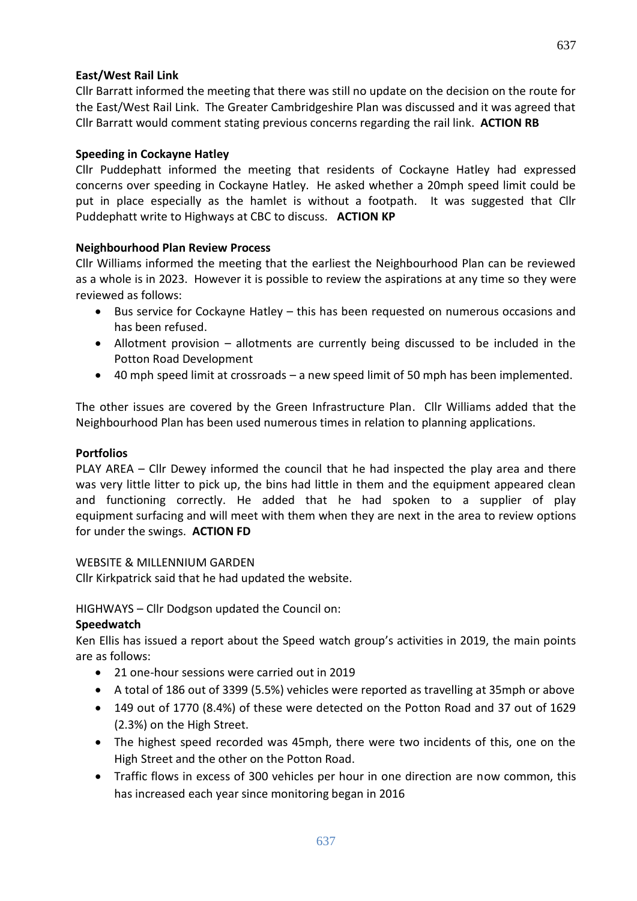**East/West Rail Link**

Cllr Barratt informed the meeting that there was still no update on the decision on the route for the East/West Rail Link. The Greater Cambridgeshire Plan was discussed and it was agreed that Cllr Barratt would comment stating previous concerns regarding the rail link. **ACTION RB**

**Speeding in Cockayne Hatley**

Cllr Puddephatt informed the meeting that residents of Cockayne Hatley had expressed concerns over speeding in Cockayne Hatley. He asked whether a 20mph speed limit could be put in place especially as the hamlet is without a footpath. It was suggested that Cllr Puddephatt write to Highways at CBC to discuss. **ACTION KP**

**Neighbourhood Plan Review Process**

Cllr Williams informed the meeting that the earliest the Neighbourhood Plan can be reviewed as a whole is in 2023. However it is possible to review the aspirations at any time so they were reviewed as follows:

- Bus service for Cockayne Hatley – this has been requested on numerous occasions and has been refused.
- Allotment provision – allotments are currently being discussed to be included in the Potton Road Development
- 40 mph speed limit at crossroads – a new speed limit of 50 mph has been implemented.

The other issues are covered by the Green Infrastructure Plan. Cllr Williams added that the Neighbourhood Plan has been used numerous times in relation to planning applications.

**Portfolios**

PLAY AREA – Cllr Dewey informed the council that he had inspected the play area and there was very little litter to pick up, the bins had little in them and the equipment appeared clean and functioning correctly. He added that he had spoken to a supplier of play equipment surfacing and will meet with them when they are next in the area to review options for under the swings. **ACTION FD**

WEBSITE & MILLENNIUM GARDEN

Cllr Kirkpatrick said that he had updated the website.

HIGHWAYS – Cllr Dodgson updated the Council on:

**Speedwatch**

Ken Ellis has issued a report about the Speed watch group's activities in 2019, the main points are as follows:

- 21 one-hour sessions were carried out in 2019
- A total of 186 out of 3399 (5.5%) vehicles were reported as travelling at 35mph or above
- 149 out of 1770 (8.4%) of these were detected on the Potton Road and 37 out of 1629 (2.3%) on the High Street.
- The highest speed recorded was 45mph, there were two incidents of this, one on the High Street and the other on the Potton Road.
- Traffic flows in excess of 300 vehicles per hour in one direction are now common, this has increased each year since monitoring began in 2016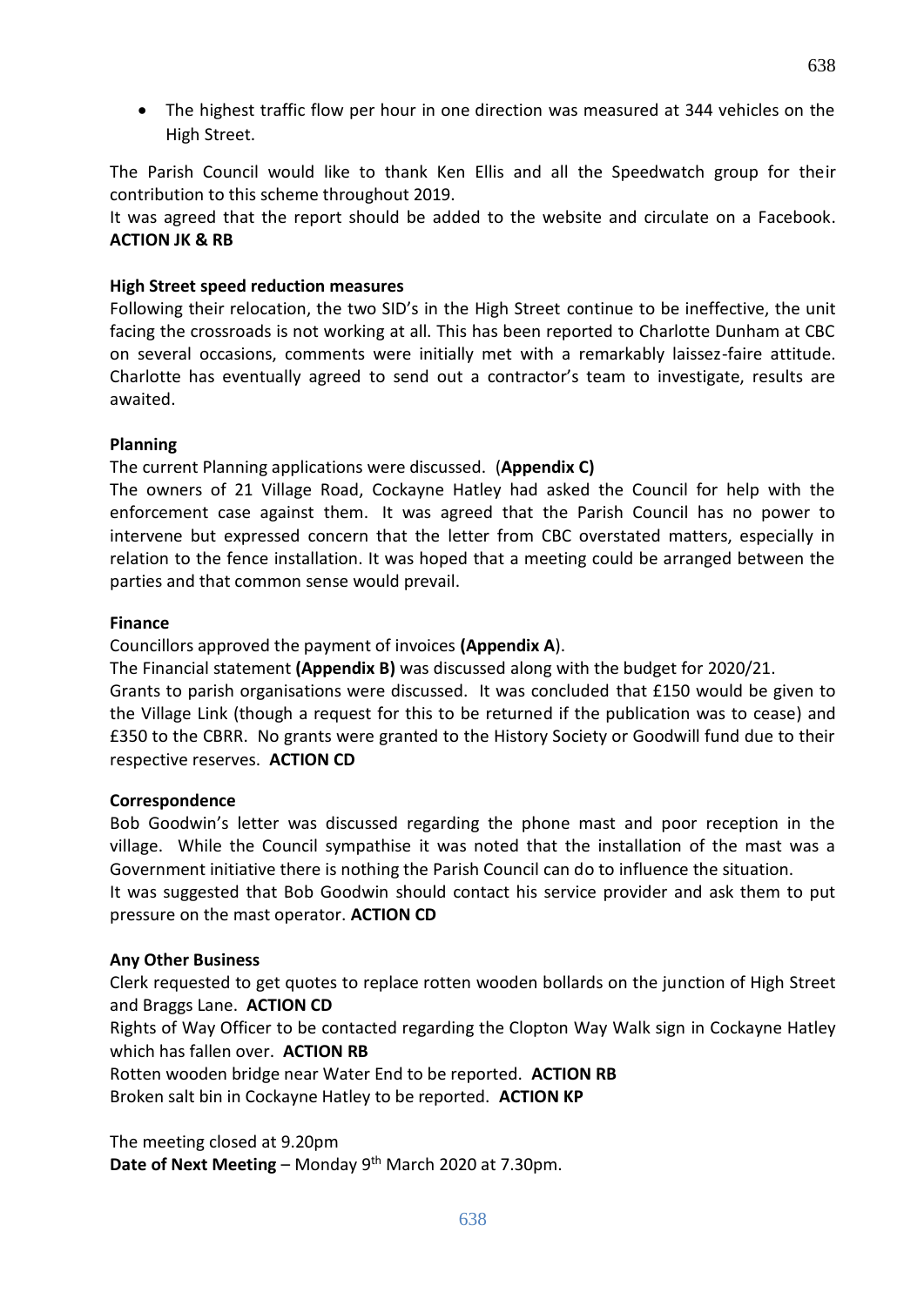- The highest traffic flow per hour in one direction was measured at 344 vehicles on the High Street.

The Parish Council would like to thank Ken Ellis and all the Speedwatch group for their contribution to this scheme throughout 2019.

It was agreed that the report should be added to the website and circulate on a Facebook. **ACTION JK & RB**

**High Street speed reduction measures**

Following their relocation, the two SID's in the High Street continue to be ineffective, the unit facing the crossroads is not working at all. This has been reported to Charlotte Dunham at CBC on several occasions, comments were initially met with a remarkably laissez-faire attitude. Charlotte has eventually agreed to send out a contractor's team to investigate, results are awaited.

**Planning**

The current Planning applications were discussed. (**Appendix C)**

The owners of 21 Village Road, Cockayne Hatley had asked the Council for help with the enforcement case against them. It was agreed that the Parish Council has no power to intervene but expressed concern that the letter from CBC overstated matters, especially in relation to the fence installation. It was hoped that a meeting could be arranged between the parties and that common sense would prevail.

**Finance**

Councillors approved the payment of invoices **(Appendix A**).

The Financial statement **(Appendix B)** was discussed along with the budget for 2020/21.

Grants to parish organisations were discussed. It was concluded that £150 would be given to the Village Link (though a request for this to be returned if the publication was to cease) and £350 to the CBRR. No grants were granted to the History Society or Goodwill fund due to their respective reserves. **ACTION CD**

**Correspondence**

Bob Goodwin's letter was discussed regarding the phone mast and poor reception in the village. While the Council sympathise it was noted that the installation of the mast was a Government initiative there is nothing the Parish Council can do to influence the situation.

It was suggested that Bob Goodwin should contact his service provider and ask them to put pressure on the mast operator. **ACTION CD**

**Any Other Business**

Clerk requested to get quotes to replace rotten wooden bollards on the junction of High Street and Braggs Lane. **ACTION CD**

Rights of Way Officer to be contacted regarding the Clopton Way Walk sign in Cockayne Hatley which has fallen over. **ACTION RB**

Rotten wooden bridge near Water End to be reported. **ACTION RB**

Broken salt bin in Cockayne Hatley to be reported. **ACTION KP**

The meeting closed at 9.20pm

**Date of Next Meeting** – Monday 9th March 2020 at 7.30pm.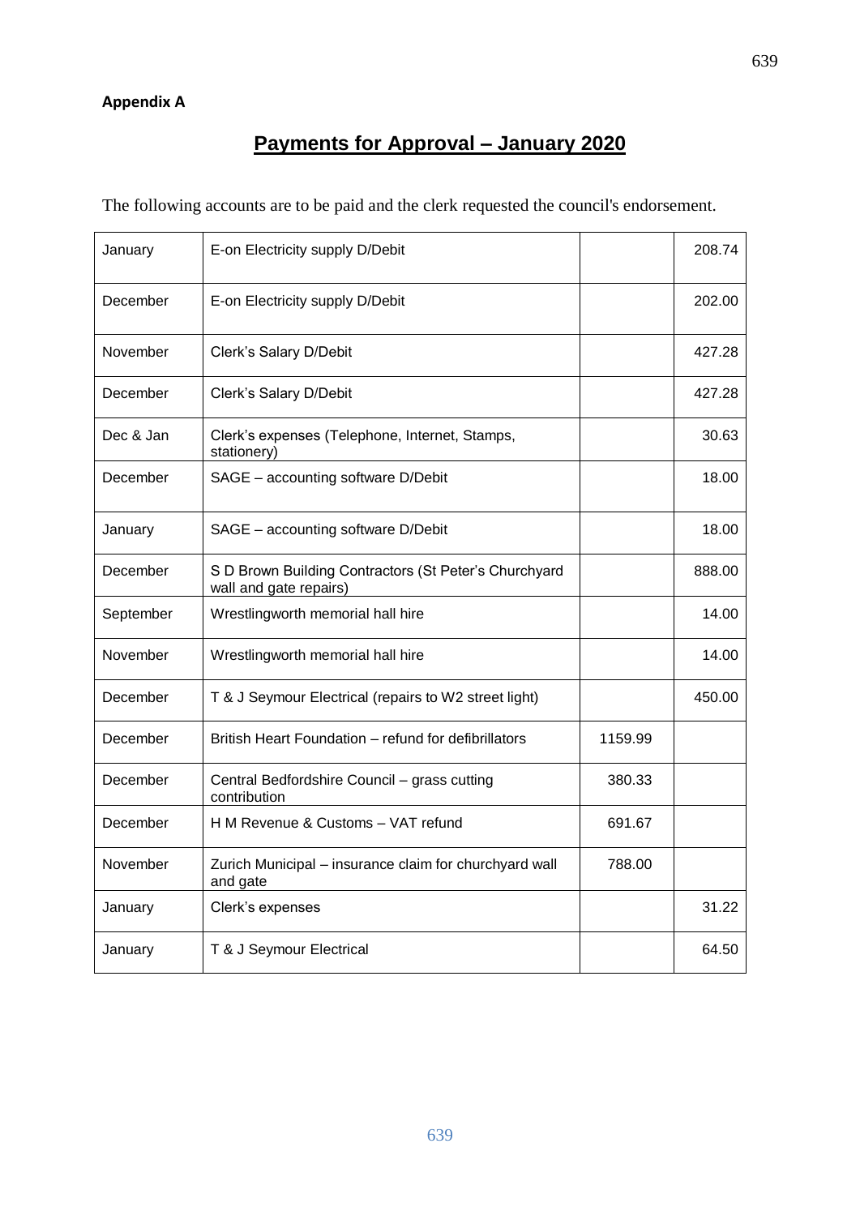**Appendix A**

# Payments for Approval – January 2020

The following accounts are to be paid and the clerk requested the council's endorsement.

| | | | |
|---|---|---|---|
| January | E-on Electricity supply D/Debit | | 208.74 |
| December | E-on Electricity supply D/Debit | | 202.00 |
| November | Clerk's Salary D/Debit | | 427.28 |
| December | Clerk's Salary D/Debit | | 427.28 |
| Dec & Jan | Clerk's expenses (Telephone, Internet, Stamps, stationery) | | 30.63 |
| December | SAGE – accounting software D/Debit | | 18.00 |
| January | SAGE – accounting software D/Debit | | 18.00 |
| December | S D Brown Building Contractors (St Peter's Churchyard wall and gate repairs) | | 888.00 |
| September | Wrestlingworth memorial hall hire | | 14.00 |
| November | Wrestlingworth memorial hall hire | | 14.00 |
| December | T & J Seymour Electrical (repairs to W2 street light) | | 450.00 |
| December | British Heart Foundation – refund for defibrillators | 1159.99 | |
| December | Central Bedfordshire Council – grass cutting contribution | 380.33 | |
| December | H M Revenue & Customs – VAT refund | 691.67 | |
| November | Zurich Municipal – insurance claim for churchyard wall and gate | 788.00 | |
| January | Clerk's expenses | | 31.22 |
| January | T & J Seymour Electrical | | 64.50 |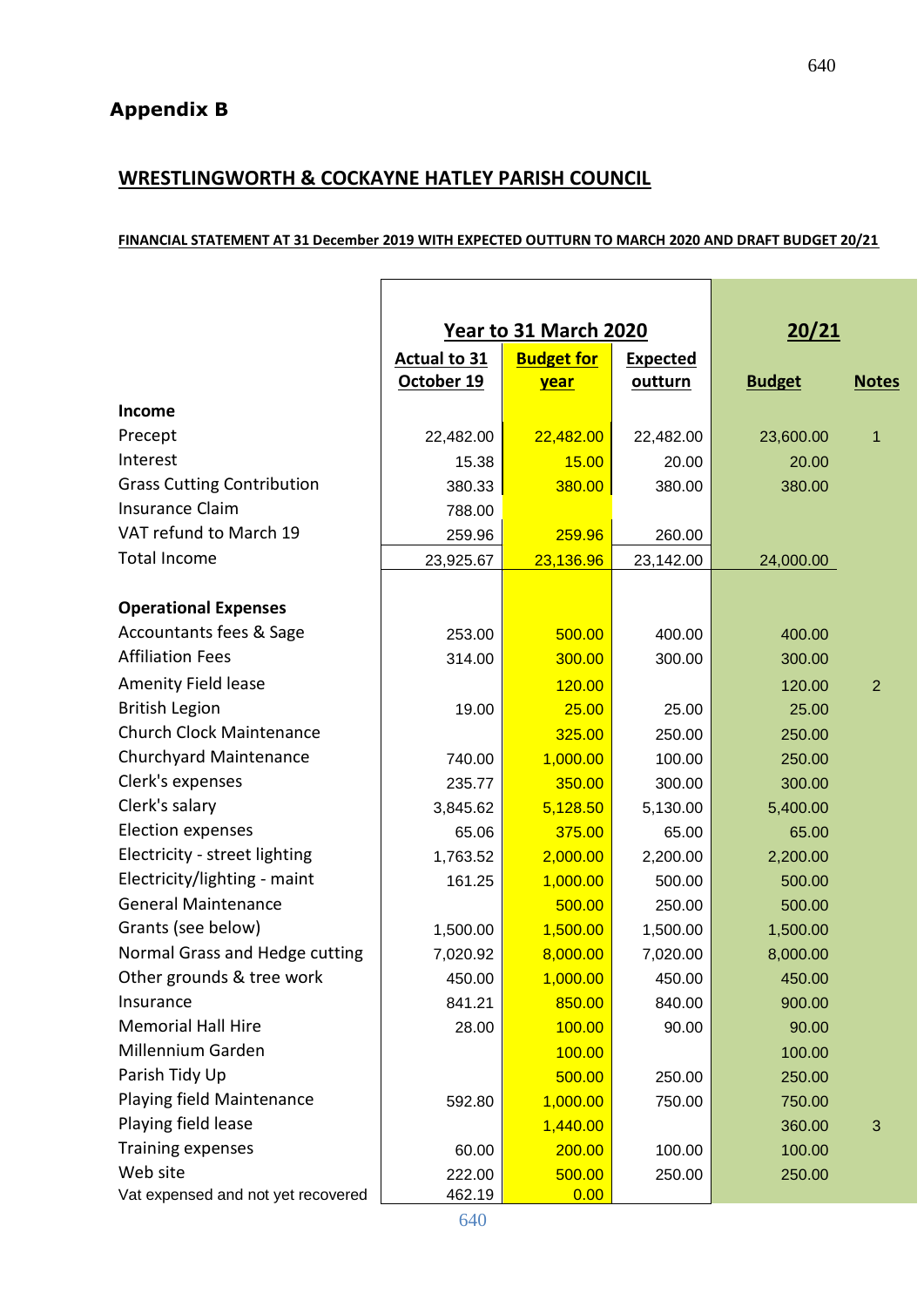## Appendix B

## WRESTLINGWORTH & COCKAYNE HATLEY PARISH COUNCIL

**FINANCIAL STATEMENT AT 31 December 2019 WITH EXPECTED OUTTURN TO MARCH 2020 AND DRAFT BUDGET 20/21**

| | Year to 31 March 2020 | | | 20/21 | |
|---|---|---|---|---|---|
| | Actual to 31 October 19 | Budget for year | Expected outturn | Budget | Notes |
| **Income** | | | | | |
| Precept | 22,482.00 | 22,482.00 | 22,482.00 | 23,600.00 | 1 |
| Interest | 15.38 | 15.00 | 20.00 | 20.00 | |
| Grass Cutting Contribution | 380.33 | 380.00 | 380.00 | 380.00 | |
| Insurance Claim | 788.00 | | | | |
| VAT refund to March 19 | 259.96 | 259.96 | 260.00 | | |
| Total Income | 23,925.67 | 23,136.96 | 23,142.00 | 24,000.00 | |
| **Operational Expenses** | | | | | |
| Accountants fees & Sage | 253.00 | 500.00 | 400.00 | 400.00 | |
| Affiliation Fees | 314.00 | 300.00 | 300.00 | 300.00 | |
| Amenity Field lease | | 120.00 | | 120.00 | 2 |
| British Legion | 19.00 | 25.00 | 25.00 | 25.00 | |
| Church Clock Maintenance | | 325.00 | 250.00 | 250.00 | |
| Churchyard Maintenance | 740.00 | 1,000.00 | 100.00 | 250.00 | |
| Clerk's expenses | 235.77 | 350.00 | 300.00 | 300.00 | |
| Clerk's salary | 3,845.62 | 5,128.50 | 5,130.00 | 5,400.00 | |
| Election expenses | 65.06 | 375.00 | 65.00 | 65.00 | |
| Electricity - street lighting | 1,763.52 | 2,000.00 | 2,200.00 | 2,200.00 | |
| Electricity/lighting - maint | 161.25 | 1,000.00 | 500.00 | 500.00 | |
| General Maintenance | | 500.00 | 250.00 | 500.00 | |
| Grants (see below) | 1,500.00 | 1,500.00 | 1,500.00 | 1,500.00 | |
| Normal Grass and Hedge cutting | 7,020.92 | 8,000.00 | 7,020.00 | 8,000.00 | |
| Other grounds & tree work | 450.00 | 1,000.00 | 450.00 | 450.00 | |
| Insurance | 841.21 | 850.00 | 840.00 | 900.00 | |
| Memorial Hall Hire | 28.00 | 100.00 | 90.00 | 90.00 | |
| Millennium Garden | | 100.00 | | 100.00 | |
| Parish Tidy Up | | 500.00 | 250.00 | 250.00 | |
| Playing field Maintenance | 592.80 | 1,000.00 | 750.00 | 750.00 | |
| Playing field lease | | 1,440.00 | | 360.00 | 3 |
| Training expenses | 60.00 | 200.00 | 100.00 | 100.00 | |
| Web site | 222.00 | 500.00 | 250.00 | 250.00 | |
| Vat expensed and not yet recovered | 462.19 | 0.00 | | | |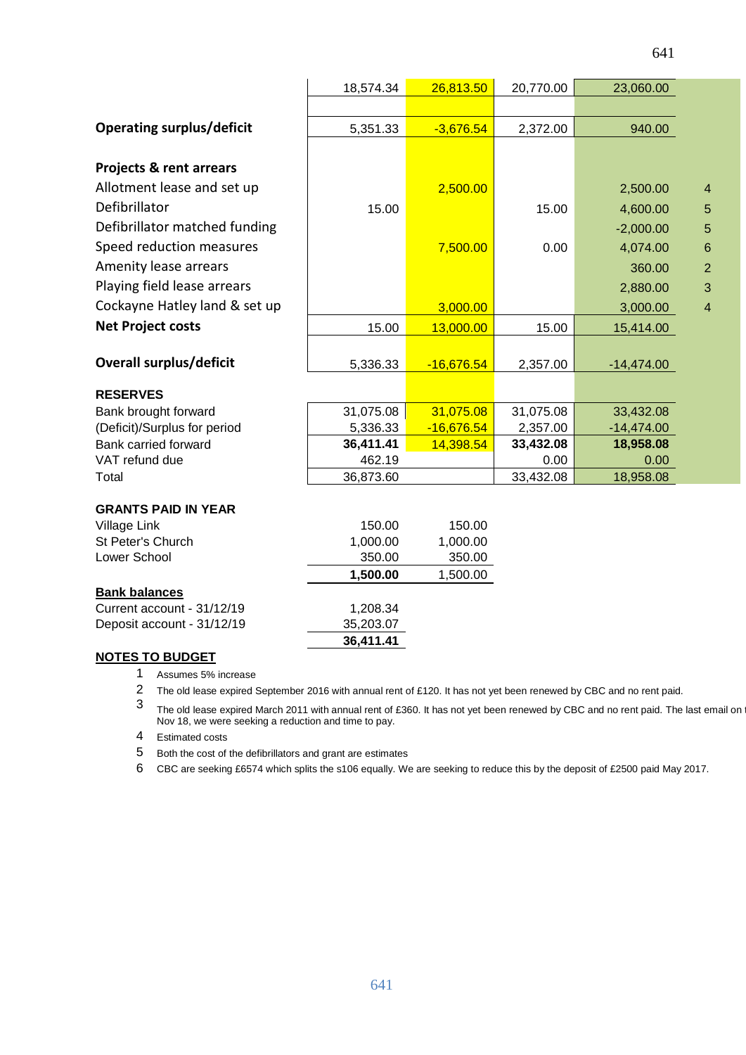| | | | | | |
|---|---|---|---|---|---|
| | 18,574.34 | 26,813.50 | 20,770.00 | 23,060.00 | |
| | | | | | |
| **Operating surplus/deficit** | 5,351.33 | -3,676.54 | 2,372.00 | 940.00 | |
| | | | | | |
| **Projects & rent arrears** | | | | | |
| Allotment lease and set up | | 2,500.00 | | 2,500.00 | 4 |
| Defibrillator | 15.00 | | 15.00 | 4,600.00 | 5 |
| Defibrillator matched funding | | | | -2,000.00 | 5 |
| Speed reduction measures | | 7,500.00 | 0.00 | 4,074.00 | 6 |
| Amenity lease arrears | | | | 360.00 | 2 |
| Playing field lease arrears | | | | 2,880.00 | 3 |
| Cockayne Hatley land & set up | | 3,000.00 | | 3,000.00 | 4 |
| **Net Project costs** | 15.00 | 13,000.00 | 15.00 | 15,414.00 | |
| | | | | | |
| **Overall surplus/deficit** | 5,336.33 | -16,676.54 | 2,357.00 | -14,474.00 | |
| | | | | | |
| **RESERVES** | | | | | |
| Bank brought forward | 31,075.08 | 31,075.08 | 31,075.08 | 33,432.08 | |
| (Deficit)/Surplus for period | 5,336.33 | -16,676.54 | 2,357.00 | -14,474.00 | |
| Bank carried forward | **36,411.41** | 14,398.54 | **33,432.08** | **18,958.08** | |
| VAT refund due | 462.19 | | 0.00 | 0.00 | |
| Total | 36,873.60 | | 33,432.08 | 18,958.08 | |

| **GRANTS PAID IN YEAR** | | |
|---|---|---|
| Village Link | 150.00 | 150.00 |
| St Peter's Church | 1,000.00 | 1,000.00 |
| Lower School | 350.00 | 350.00 |
| | **1,500.00** | 1,500.00 |

| **Bank balances** | |
|---|---|
| Current account - 31/12/19 | 1,208.34 |
| Deposit account - 31/12/19 | 35,203.07 |
| | **36,411.41** |

**NOTES TO BUDGET**

1. Assumes 5% increase
2. The old lease expired September 2016 with annual rent of £120. It has not yet been renewed by CBC and no rent paid.
3. The old lease expired March 2011 with annual rent of £360. It has not yet been renewed by CBC and no rent paid. The last email on Nov 18, we were seeking a reduction and time to pay.
4. Estimated costs
5. Both the cost of the defibrillators and grant are estimates
6. CBC are seeking £6574 which splits the s106 equally. We are seeking to reduce this by the deposit of £2500 paid May 2017.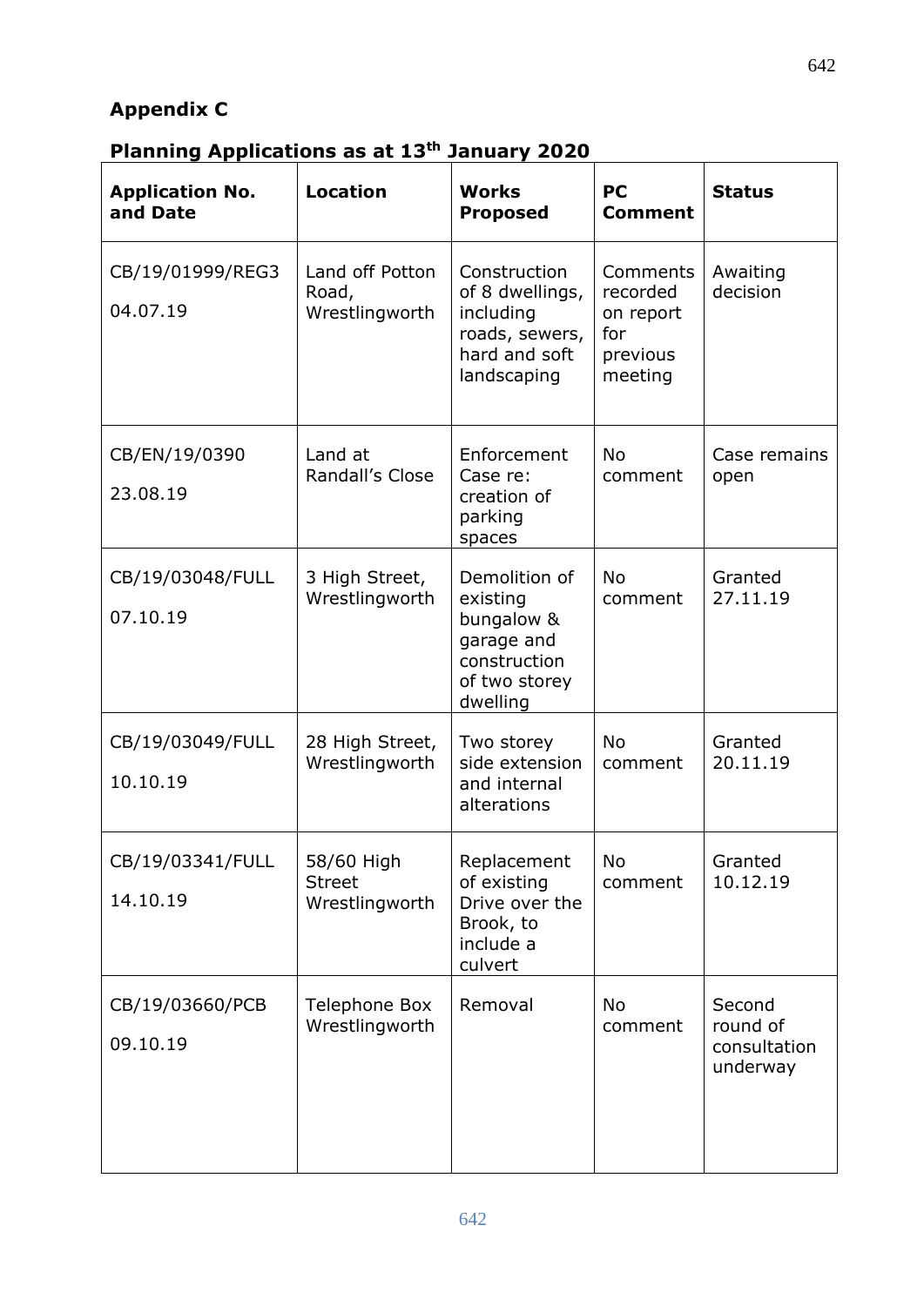## Appendix C

### Planning Applications as at 13th January 2020

| Application No. and Date | Location | Works Proposed | PC Comment | Status |
|---|---|---|---|---|
| CB/19/01999/REG3<br>04.07.19 | Land off Potton Road, Wrestlingworth | Construction of 8 dwellings, including roads, sewers, hard and soft landscaping | Comments recorded on report for previous meeting | Awaiting decision |
| CB/EN/19/0390<br>23.08.19 | Land at Randall's Close | Enforcement Case re: creation of parking spaces | No comment | Case remains open |
| CB/19/03048/FULL<br>07.10.19 | 3 High Street, Wrestlingworth | Demolition of existing bungalow & garage and construction of two storey dwelling | No comment | Granted 27.11.19 |
| CB/19/03049/FULL<br>10.10.19 | 28 High Street, Wrestlingworth | Two storey side extension and internal alterations | No comment | Granted 20.11.19 |
| CB/19/03341/FULL<br>14.10.19 | 58/60 High Street Wrestlingworth | Replacement of existing Drive over the Brook, to include a culvert | No comment | Granted 10.12.19 |
| CB/19/03660/PCB<br>09.10.19 | Telephone Box Wrestlingworth | Removal | No comment | Second round of consultation underway |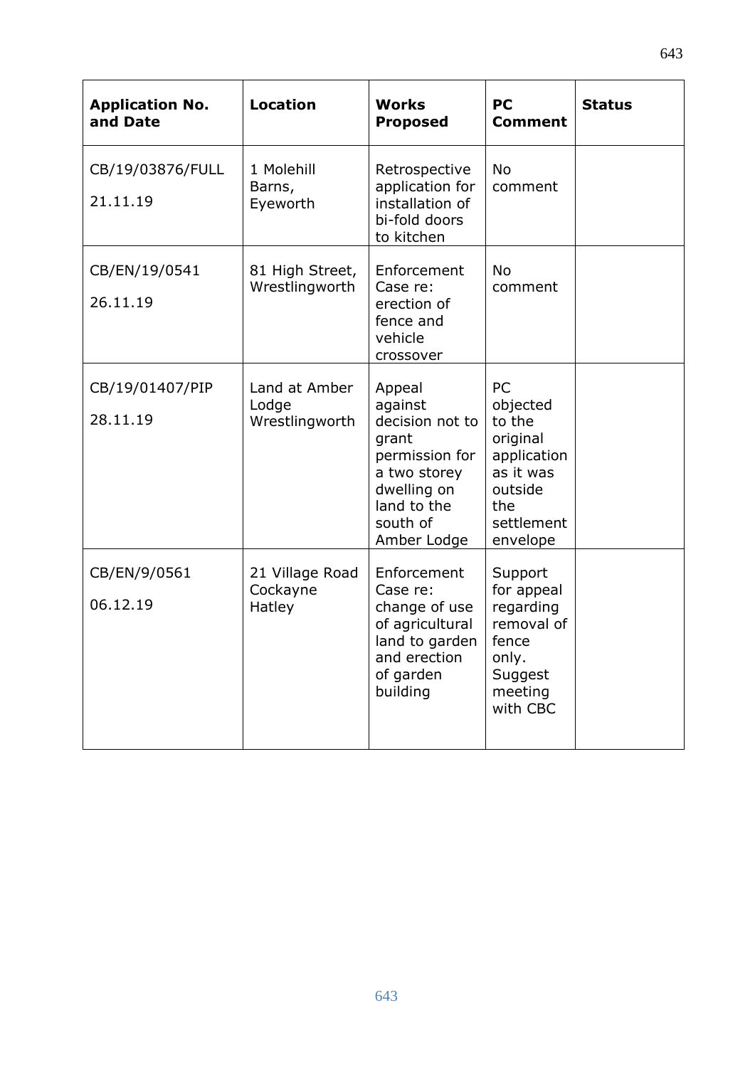| Application No. and Date | Location | Works Proposed | PC Comment | Status |
|---|---|---|---|---|
| CB/19/03876/FULL<br>21.11.19 | 1 Molehill Barns, Eyeworth | Retrospective application for installation of bi-fold doors to kitchen | No comment | |
| CB/EN/19/0541<br>26.11.19 | 81 High Street, Wrestlingworth | Enforcement Case re: erection of fence and vehicle crossover | No comment | |
| CB/19/01407/PIP<br>28.11.19 | Land at Amber Lodge Wrestlingworth | Appeal against decision not to grant permission for a two storey dwelling on land to the south of Amber Lodge | PC objected to the original application as it was outside the settlement envelope | |
| CB/EN/9/0561<br>06.12.19 | 21 Village Road Cockayne Hatley | Enforcement Case re: change of use of agricultural land to garden and erection of garden building | Support for appeal regarding removal of fence only. Suggest meeting with CBC | |